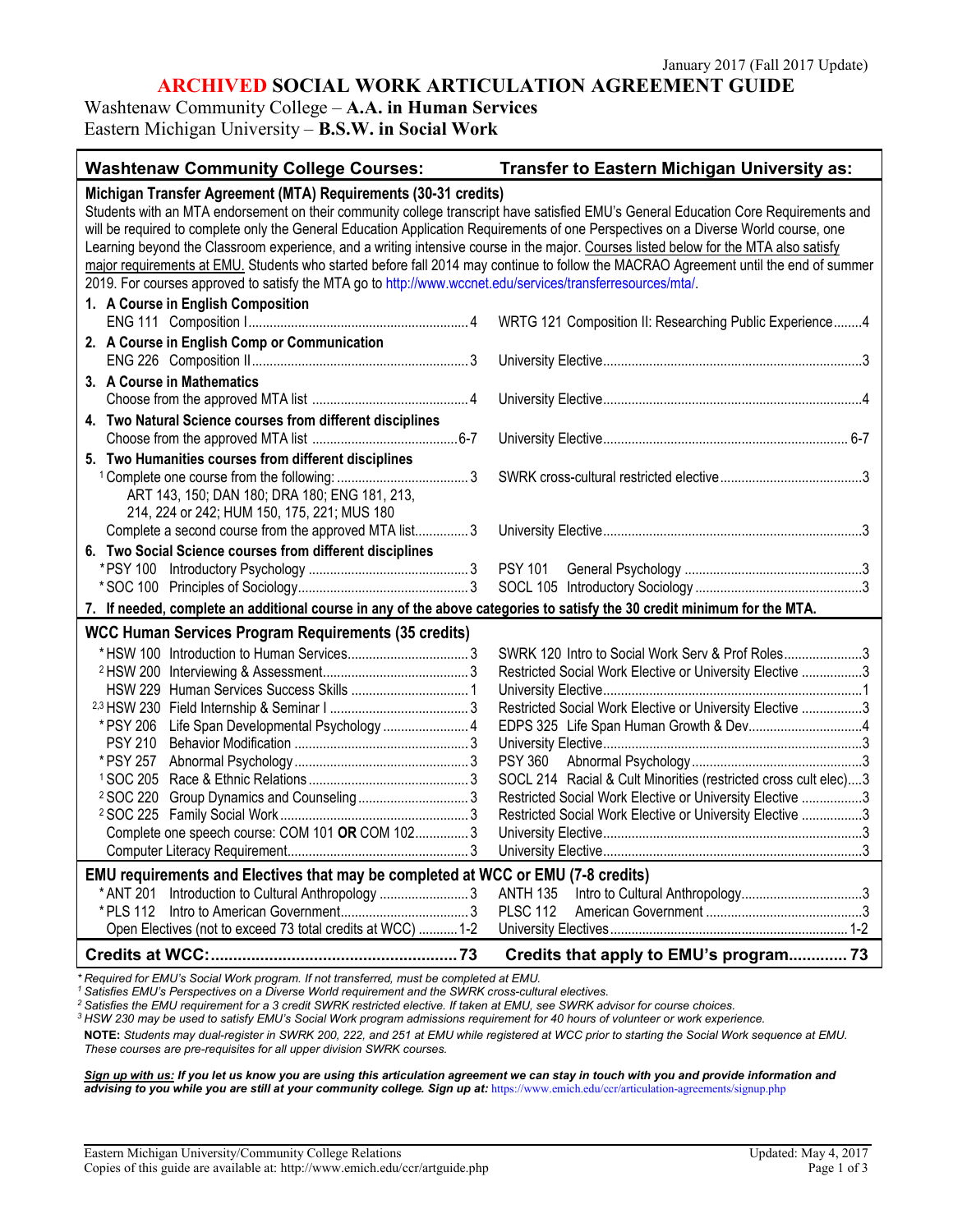January 2017 (Fall 2017 Update)

# ARCHIVED SOCIAL WORK ARTICULATION AGREEMENT GUIDE

Washtenaw Community College – **A.A. in Human Services**
Eastern Michigan University – **B.S.W. in Social Work**

| Washtenaw Community College Courses: | Transfer to Eastern Michigan University as: |
|---|---|
| **Michigan Transfer Agreement (MTA) Requirements (30-31 credits)** | |
| Students with an MTA endorsement on their community college transcript have satisfied EMU's General Education Core Requirements and will be required to complete only the General Education Application Requirements of one Perspectives on a Diverse World course, one Learning beyond the Classroom experience, and a writing intensive course in the major. Courses listed below for the MTA also satisfy major requirements at EMU. Students who started before fall 2014 may continue to follow the MACRAO Agreement until the end of summer 2019. For courses approved to satisfy the MTA go to http://www.wccnet.edu/services/transferresources/mta/. | |
| **1. A Course in English Composition** | |
| ENG 111 Composition I ... 4 | WRTG 121 Composition II: Researching Public Experience ... 4 |
| **2. A Course in English Comp or Communication** | |
| ENG 226 Composition II ... 3 | University Elective ... 3 |
| **3. A Course in Mathematics** | |
| Choose from the approved MTA list ... 4 | University Elective ... 4 |
| **4. Two Natural Science courses from different disciplines** | |
| Choose from the approved MTA list ... 6-7 | University Elective ... 6-7 |
| **5. Two Humanities courses from different disciplines** | |
| [1] Complete one course from the following: ... 3 ART 143, 150; DAN 180; DRA 180; ENG 181, 213, 214, 224 or 242; HUM 150, 175, 221; MUS 180 | SWRK cross-cultural restricted elective ... 3 |
| Complete a second course from the approved MTA list ... 3 | University Elective ... 3 |
| **6. Two Social Science courses from different disciplines** | |
| *PSY 100 Introductory Psychology ... 3 | PSY 101 General Psychology ... 3 |
| *SOC 100 Principles of Sociology ... 3 | SOCL 105 Introductory Sociology ... 3 |
| **7. If needed, complete an additional course in any of the above categories to satisfy the 30 credit minimum for the MTA.** | |
| **WCC Human Services Program Requirements (35 credits)** | |
| *HSW 100 Introduction to Human Services ... 3 | SWRK 120 Intro to Social Work Serv & Prof Roles ... 3 |
| [2] HSW 200 Interviewing & Assessment ... 3 | Restricted Social Work Elective or University Elective ... 3 |
| HSW 229 Human Services Success Skills ... 1 | University Elective ... 1 |
| [2,3] HSW 230 Field Internship & Seminar I ... 3 | Restricted Social Work Elective or University Elective ... 3 |
| *PSY 206 Life Span Developmental Psychology ... 4 | EDPS 325 Life Span Human Growth & Dev ... 4 |
| PSY 210 Behavior Modification ... 3 | University Elective ... 3 |
| *PSY 257 Abnormal Psychology ... 3 | PSY 360 Abnormal Psychology ... 3 |
| [1] SOC 205 Race & Ethnic Relations ... 3 | SOCL 214 Racial & Cult Minorities (restricted cross cult elec) ... 3 |
| [2] SOC 220 Group Dynamics and Counseling ... 3 | Restricted Social Work Elective or University Elective ... 3 |
| [2] SOC 225 Family Social Work ... 3 | Restricted Social Work Elective or University Elective ... 3 |
| Complete one speech course: COM 101 **OR** COM 102 ... 3 | University Elective ... 3 |
| Computer Literacy Requirement ... 3 | University Elective ... 3 |
| **EMU requirements and Electives that may be completed at WCC or EMU (7-8 credits)** | |
| *ANT 201 Introduction to Cultural Anthropology ... 3 | ANTH 135 Intro to Cultural Anthropology ... 3 |
| *PLS 112 Intro to American Government ... 3 | PLSC 112 American Government ... 3 |
| Open Electives (not to exceed 73 total credits at WCC) ... 1-2 | University Electives ... 1-2 |
| **Credits at WCC: ... 73** | **Credits that apply to EMU's program ... 73** |

*\* Required for EMU's Social Work program. If not transferred, must be completed at EMU.*
*[1] Satisfies EMU's Perspectives on a Diverse World requirement and the SWRK cross-cultural electives.*
*[2] Satisfies the EMU requirement for a 3 credit SWRK restricted elective. If taken at EMU, see SWRK advisor for course choices.*
*[3] HSW 230 may be used to satisfy EMU's Social Work program admissions requirement for 40 hours of volunteer or work experience.*

**NOTE:** *Students may dual-register in SWRK 200, 222, and 251 at EMU while registered at WCC prior to starting the Social Work sequence at EMU. These courses are pre-requisites for all upper division SWRK courses.*

***Sign up with us:*** ***If you let us know you are using this articulation agreement we can stay in touch with you and provide information and advising to you while you are still at your community college. Sign up at:*** https://www.emich.edu/ccr/articulation-agreements/signup.php

Eastern Michigan University/Community College Relations
Copies of this guide are available at: http://www.emich.edu/ccr/artguide.php

Updated: May 4, 2017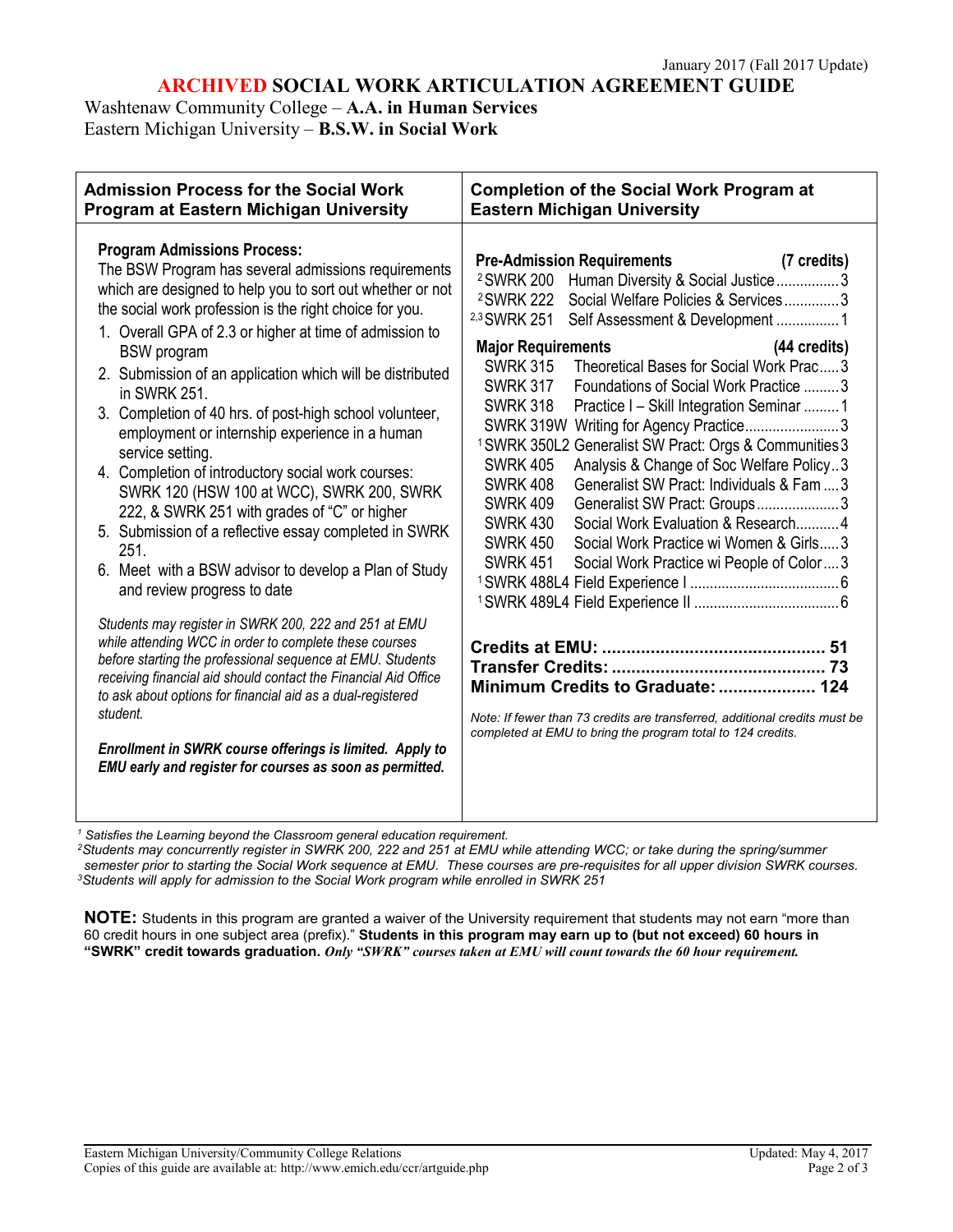January 2017 (Fall 2017 Update)

# ARCHIVED SOCIAL WORK ARTICULATION AGREEMENT GUIDE

Washtenaw Community College – **A.A. in Human Services**
Eastern Michigan University – **B.S.W. in Social Work**

## Admission Process for the Social Work Program at Eastern Michigan University

**Program Admissions Process:**
The BSW Program has several admissions requirements which are designed to help you to sort out whether or not the social work profession is the right choice for you.

1. Overall GPA of 2.3 or higher at time of admission to BSW program
2. Submission of an application which will be distributed in SWRK 251.
3. Completion of 40 hrs. of post-high school volunteer, employment or internship experience in a human service setting.
4. Completion of introductory social work courses: SWRK 120 (HSW 100 at WCC), SWRK 200, SWRK 222, & SWRK 251 with grades of "C" or higher
5. Submission of a reflective essay completed in SWRK 251.
6. Meet with a BSW advisor to develop a Plan of Study and review progress to date

*Students may register in SWRK 200, 222 and 251 at EMU while attending WCC in order to complete these courses before starting the professional sequence at EMU. Students receiving financial aid should contact the Financial Aid Office to ask about options for financial aid as a dual-registered student.*

***Enrollment in SWRK course offerings is limited. Apply to EMU early and register for courses as soon as permitted.***

## Completion of the Social Work Program at Eastern Michigan University

**Pre-Admission Requirements** **(7 credits)**

| Course | Title | Credits |
|---|---|---|
| [2]SWRK 200 | Human Diversity & Social Justice | 3 |
| [2]SWRK 222 | Social Welfare Policies & Services | 3 |
| [2,3]SWRK 251 | Self Assessment & Development | 1 |

**Major Requirements** **(44 credits)**

| Course | Title | Credits |
|---|---|---|
| SWRK 315 | Theoretical Bases for Social Work Prac | 3 |
| SWRK 317 | Foundations of Social Work Practice | 3 |
| SWRK 318 | Practice I – Skill Integration Seminar | 1 |
| SWRK 319W | Writing for Agency Practice | 3 |
| [1]SWRK 350L2 | Generalist SW Pract: Orgs & Communities | 3 |
| SWRK 405 | Analysis & Change of Soc Welfare Policy | 3 |
| SWRK 408 | Generalist SW Pract: Individuals & Fam | 3 |
| SWRK 409 | Generalist SW Pract: Groups | 3 |
| SWRK 430 | Social Work Evaluation & Research | 4 |
| SWRK 450 | Social Work Practice wi Women & Girls | 3 |
| SWRK 451 | Social Work Practice wi People of Color | 3 |
| [1]SWRK 488L4 | Field Experience I | 6 |
| [1]SWRK 489L4 | Field Experience II | 6 |

**Credits at EMU: .............................................. 51**
**Transfer Credits: ............................................ 73**
**Minimum Credits to Graduate: .................... 124**

*Note: If fewer than 73 credits are transferred, additional credits must be completed at EMU to bring the program total to 124 credits.*

[1] *Satisfies the Learning beyond the Classroom general education requirement.*
[2] *Students may concurrently register in SWRK 200, 222 and 251 at EMU while attending WCC; or take during the spring/summer semester prior to starting the Social Work sequence at EMU. These courses are pre-requisites for all upper division SWRK courses.*
[3] *Students will apply for admission to the Social Work program while enrolled in SWRK 251*

**NOTE:** Students in this program are granted a waiver of the University requirement that students may not earn "more than 60 credit hours in one subject area (prefix)." **Students in this program may earn up to (but not exceed) 60 hours in "SWRK" credit towards graduation.** ***Only "SWRK" courses taken at EMU will count towards the 60 hour requirement.***

Eastern Michigan University/Community College Relations
Copies of this guide are available at: http://www.emich.edu/ccr/artguide.php
Updated: May 4, 2017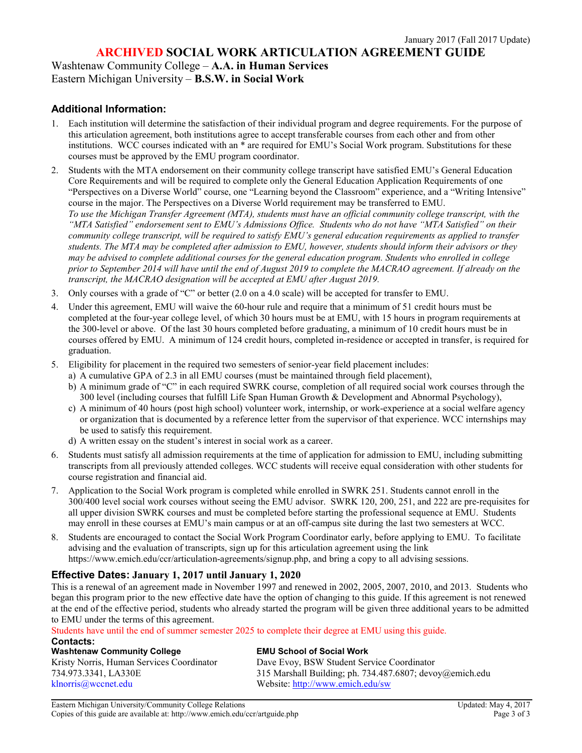January 2017 (Fall 2017 Update)

# ARCHIVED SOCIAL WORK ARTICULATION AGREEMENT GUIDE

Washtenaw Community College – **A.A. in Human Services**
Eastern Michigan University – **B.S.W. in Social Work**

## Additional Information:

1. Each institution will determine the satisfaction of their individual program and degree requirements. For the purpose of this articulation agreement, both institutions agree to accept transferable courses from each other and from other institutions. WCC courses indicated with an * are required for EMU's Social Work program. Substitutions for these courses must be approved by the EMU program coordinator.
2. Students with the MTA endorsement on their community college transcript have satisfied EMU's General Education Core Requirements and will be required to complete only the General Education Application Requirements of one "Perspectives on a Diverse World" course, one "Learning beyond the Classroom" experience, and a "Writing Intensive" course in the major. The Perspectives on a Diverse World requirement may be transferred to EMU.
   *To use the Michigan Transfer Agreement (MTA), students must have an official community college transcript, with the "MTA Satisfied" endorsement sent to EMU's Admissions Office. Students who do not have "MTA Satisfied" on their community college transcript, will be required to satisfy EMU's general education requirements as applied to transfer students. The MTA may be completed after admission to EMU, however, students should inform their advisors or they may be advised to complete additional courses for the general education program. Students who enrolled in college prior to September 2014 will have until the end of August 2019 to complete the MACRAO agreement. If already on the transcript, the MACRAO designation will be accepted at EMU after August 2019.*
3. Only courses with a grade of "C" or better (2.0 on a 4.0 scale) will be accepted for transfer to EMU.
4. Under this agreement, EMU will waive the 60-hour rule and require that a minimum of 51 credit hours must be completed at the four-year college level, of which 30 hours must be at EMU, with 15 hours in program requirements at the 300-level or above. Of the last 30 hours completed before graduating, a minimum of 10 credit hours must be in courses offered by EMU. A minimum of 124 credit hours, completed in-residence or accepted in transfer, is required for graduation.
5. Eligibility for placement in the required two semesters of senior-year field placement includes:
   a) A cumulative GPA of 2.3 in all EMU courses (must be maintained through field placement),
   b) A minimum grade of "C" in each required SWRK course, completion of all required social work courses through the 300 level (including courses that fulfill Life Span Human Growth & Development and Abnormal Psychology),
   c) A minimum of 40 hours (post high school) volunteer work, internship, or work-experience at a social welfare agency or organization that is documented by a reference letter from the supervisor of that experience. WCC internships may be used to satisfy this requirement.
   d) A written essay on the student's interest in social work as a career.
6. Students must satisfy all admission requirements at the time of application for admission to EMU, including submitting transcripts from all previously attended colleges. WCC students will receive equal consideration with other students for course registration and financial aid.
7. Application to the Social Work program is completed while enrolled in SWRK 251. Students cannot enroll in the 300/400 level social work courses without seeing the EMU advisor. SWRK 120, 200, 251, and 222 are pre-requisites for all upper division SWRK courses and must be completed before starting the professional sequence at EMU. Students may enroll in these courses at EMU's main campus or at an off-campus site during the last two semesters at WCC.
8. Students are encouraged to contact the Social Work Program Coordinator early, before applying to EMU. To facilitate advising and the evaluation of transcripts, sign up for this articulation agreement using the link https://www.emich.edu/ccr/articulation-agreements/signup.php, and bring a copy to all advising sessions.

## Effective Dates: January 1, 2017 until January 1, 2020

This is a renewal of an agreement made in November 1997 and renewed in 2002, 2005, 2007, 2010, and 2013. Students who began this program prior to the new effective date have the option of changing to this guide. If this agreement is not renewed at the end of the effective period, students who already started the program will be given three additional years to be admitted to EMU under the terms of this agreement.

Students have until the end of summer semester 2025 to complete their degree at EMU using this guide.

## Contacts:

**Washtenaw Community College**
Kristy Norris, Human Services Coordinator
734.973.3341, LA330E
klnorris@wccnet.edu

**EMU School of Social Work**
Dave Evoy, BSW Student Service Coordinator
315 Marshall Building; ph. 734.487.6807; devoy@emich.edu
Website: http://www.emich.edu/sw

Eastern Michigan University/Community College Relations
Copies of this guide are available at: http://www.emich.edu/ccr/artguide.php
Updated: May 4, 2017